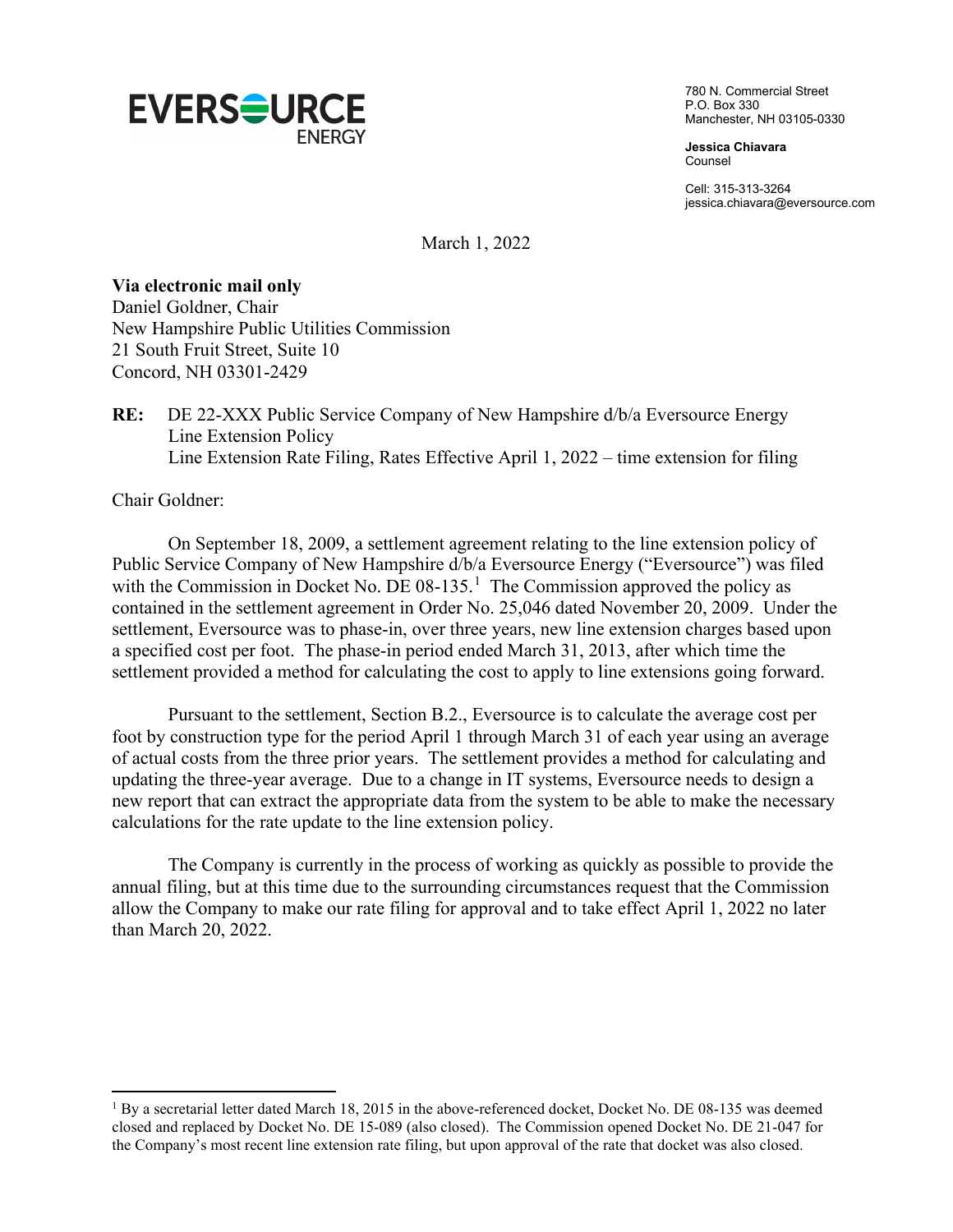EVERSOURCE ENERGY

780 N. Commercial Street
P.O. Box 330
Manchester, NH 03105-0330

**Jessica Chiavara**
Counsel

Cell: 315-313-3264
jessica.chiavara@eversource.com

March 1, 2022

**Via electronic mail only**
Daniel Goldner, Chair
New Hampshire Public Utilities Commission
21 South Fruit Street, Suite 10
Concord, NH 03301-2429

**RE:** DE 22-XXX Public Service Company of New Hampshire d/b/a Eversource Energy
Line Extension Policy
Line Extension Rate Filing, Rates Effective April 1, 2022 – time extension for filing

Chair Goldner:

On September 18, 2009, a settlement agreement relating to the line extension policy of Public Service Company of New Hampshire d/b/a Eversource Energy ("Eversource") was filed with the Commission in Docket No. DE 08-135.[1] The Commission approved the policy as contained in the settlement agreement in Order No. 25,046 dated November 20, 2009. Under the settlement, Eversource was to phase-in, over three years, new line extension charges based upon a specified cost per foot. The phase-in period ended March 31, 2013, after which time the settlement provided a method for calculating the cost to apply to line extensions going forward.

Pursuant to the settlement, Section B.2., Eversource is to calculate the average cost per foot by construction type for the period April 1 through March 31 of each year using an average of actual costs from the three prior years. The settlement provides a method for calculating and updating the three-year average. Due to a change in IT systems, Eversource needs to design a new report that can extract the appropriate data from the system to be able to make the necessary calculations for the rate update to the line extension policy.

The Company is currently in the process of working as quickly as possible to provide the annual filing, but at this time due to the surrounding circumstances request that the Commission allow the Company to make our rate filing for approval and to take effect April 1, 2022 no later than March 20, 2022.

---

[1] By a secretarial letter dated March 18, 2015 in the above-referenced docket, Docket No. DE 08-135 was deemed closed and replaced by Docket No. DE 15-089 (also closed). The Commission opened Docket No. DE 21-047 for the Company's most recent line extension rate filing, but upon approval of the rate that docket was also closed.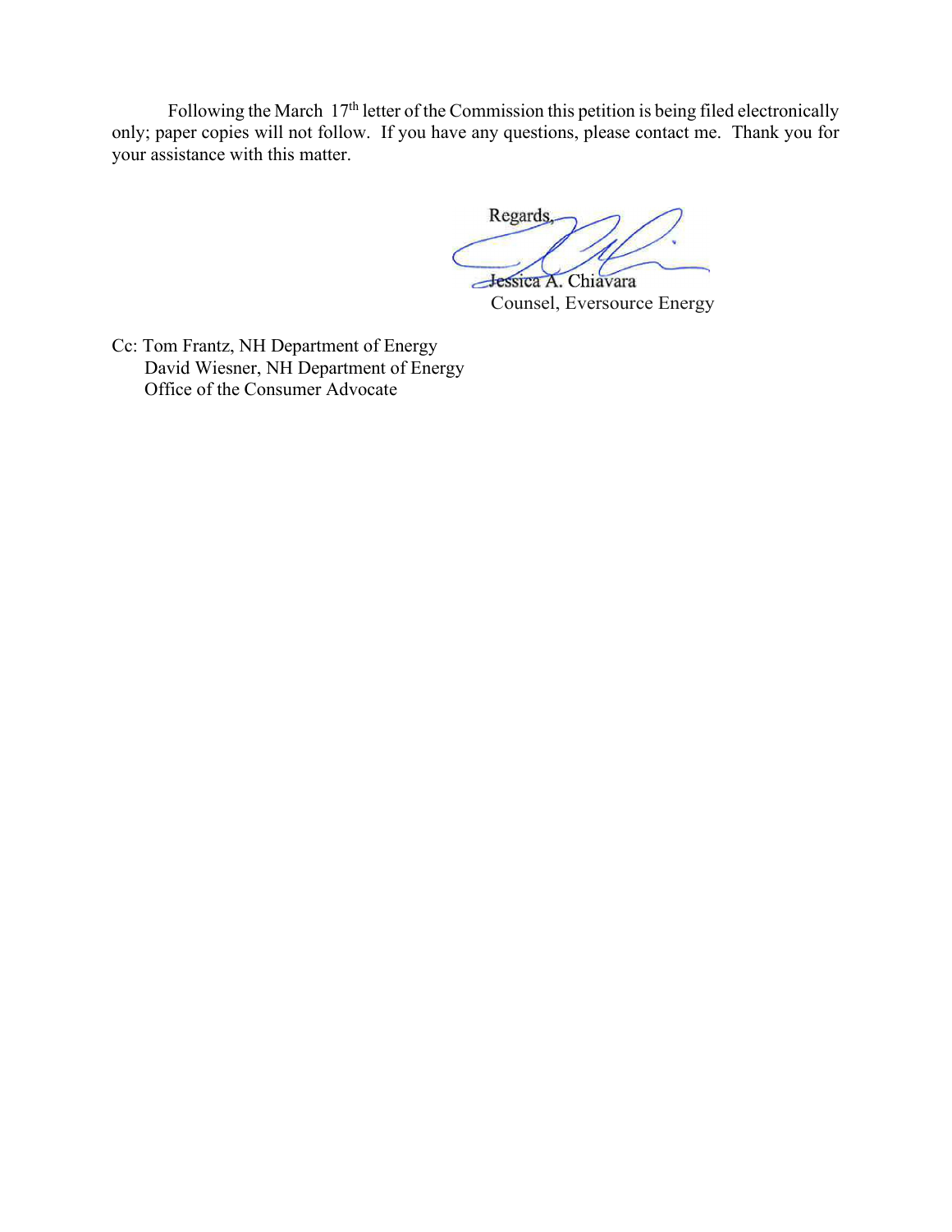Following the March 17th letter of the Commission this petition is being filed electronically only; paper copies will not follow. If you have any questions, please contact me. Thank you for your assistance with this matter.

Regards,

Jessica A. Chiavara
Counsel, Eversource Energy

Cc: Tom Frantz, NH Department of Energy
David Wiesner, NH Department of Energy
Office of the Consumer Advocate